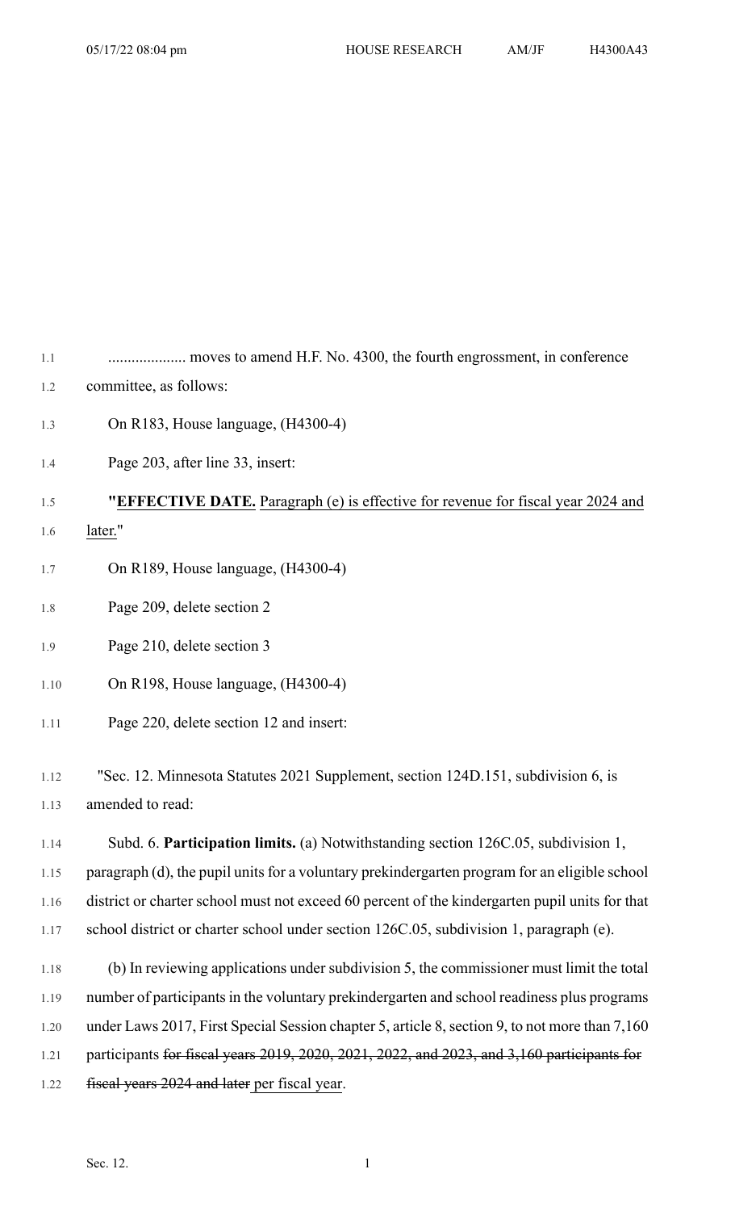.................... moves to amend H.F. No. 4300, the fourth engrossment, in conference committee, as follows:

On R183, House language, (H4300-4)

Page 203, after line 33, insert:

"**EFFECTIVE DATE.** Paragraph (e) is effective for revenue for fiscal year 2024 and later."

On R189, House language, (H4300-4)

Page 209, delete section 2

Page 210, delete section 3

On R198, House language, (H4300-4)

Page 220, delete section 12 and insert:

"Sec. 12. Minnesota Statutes 2021 Supplement, section 124D.151, subdivision 6, is amended to read:

Subd. 6. **Participation limits.** (a) Notwithstanding section 126C.05, subdivision 1, paragraph (d), the pupil units for a voluntary prekindergarten program for an eligible school district or charter school must not exceed 60 percent of the kindergarten pupil units for that school district or charter school under section 126C.05, subdivision 1, paragraph (e).

(b) In reviewing applications under subdivision 5, the commissioner must limit the total number of participants in the voluntary prekindergarten and school readiness plus programs under Laws 2017, First Special Session chapter 5, article 8, section 9, to not more than 7,160 participants ~~for fiscal years 2019, 2020, 2021, 2022, and 2023, and 3,160 participants for fiscal years 2024 and later~~ per fiscal year.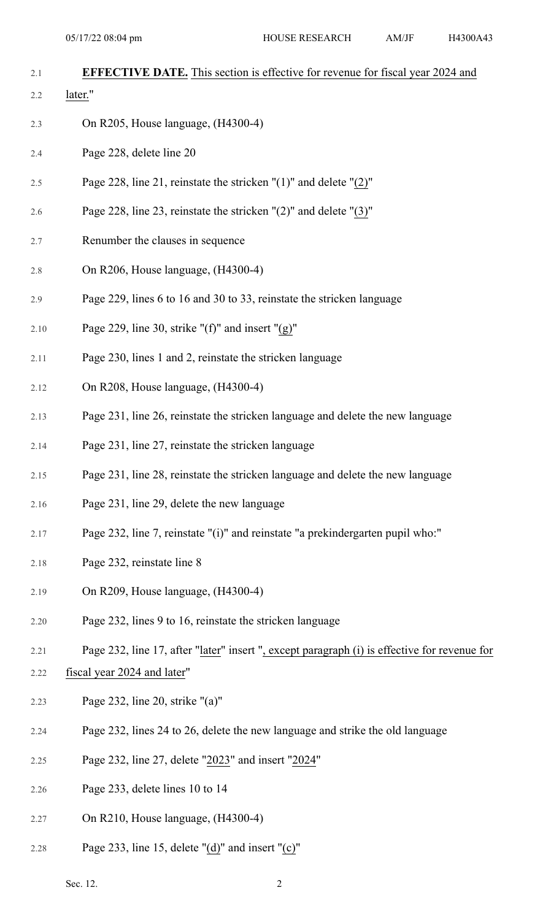**EFFECTIVE DATE.** This section is effective for revenue for fiscal year 2024 and later."

On R205, House language, (H4300-4)

Page 228, delete line 20

Page 228, line 21, reinstate the stricken "(1)" and delete "(2)"

Page 228, line 23, reinstate the stricken "(2)" and delete "(3)"

Renumber the clauses in sequence

On R206, House language, (H4300-4)

Page 229, lines 6 to 16 and 30 to 33, reinstate the stricken language

Page 229, line 30, strike "(f)" and insert "(g)"

Page 230, lines 1 and 2, reinstate the stricken language

On R208, House language, (H4300-4)

Page 231, line 26, reinstate the stricken language and delete the new language

Page 231, line 27, reinstate the stricken language

Page 231, line 28, reinstate the stricken language and delete the new language

Page 231, line 29, delete the new language

Page 232, line 7, reinstate "(i)" and reinstate "a prekindergarten pupil who:"

Page 232, reinstate line 8

On R209, House language, (H4300-4)

Page 232, lines 9 to 16, reinstate the stricken language

Page 232, line 17, after "later" insert ", except paragraph (i) is effective for revenue for fiscal year 2024 and later"

Page 232, line 20, strike "(a)"

Page 232, lines 24 to 26, delete the new language and strike the old language

Page 232, line 27, delete "2023" and insert "2024"

Page 233, delete lines 10 to 14

On R210, House language, (H4300-4)

Page 233, line 15, delete "(d)" and insert "(c)"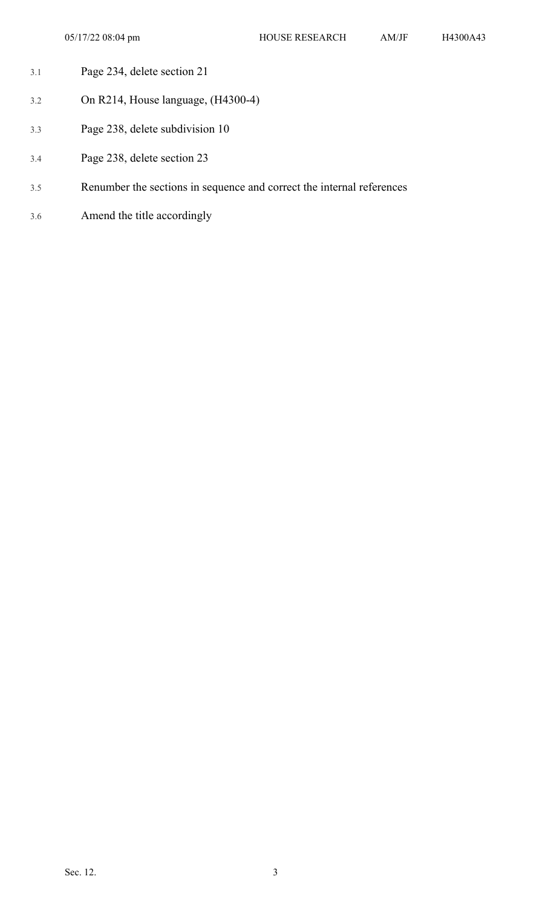Page 234, delete section 21

On R214, House language, (H4300-4)

Page 238, delete subdivision 10

Page 238, delete section 23

Renumber the sections in sequence and correct the internal references

Amend the title accordingly